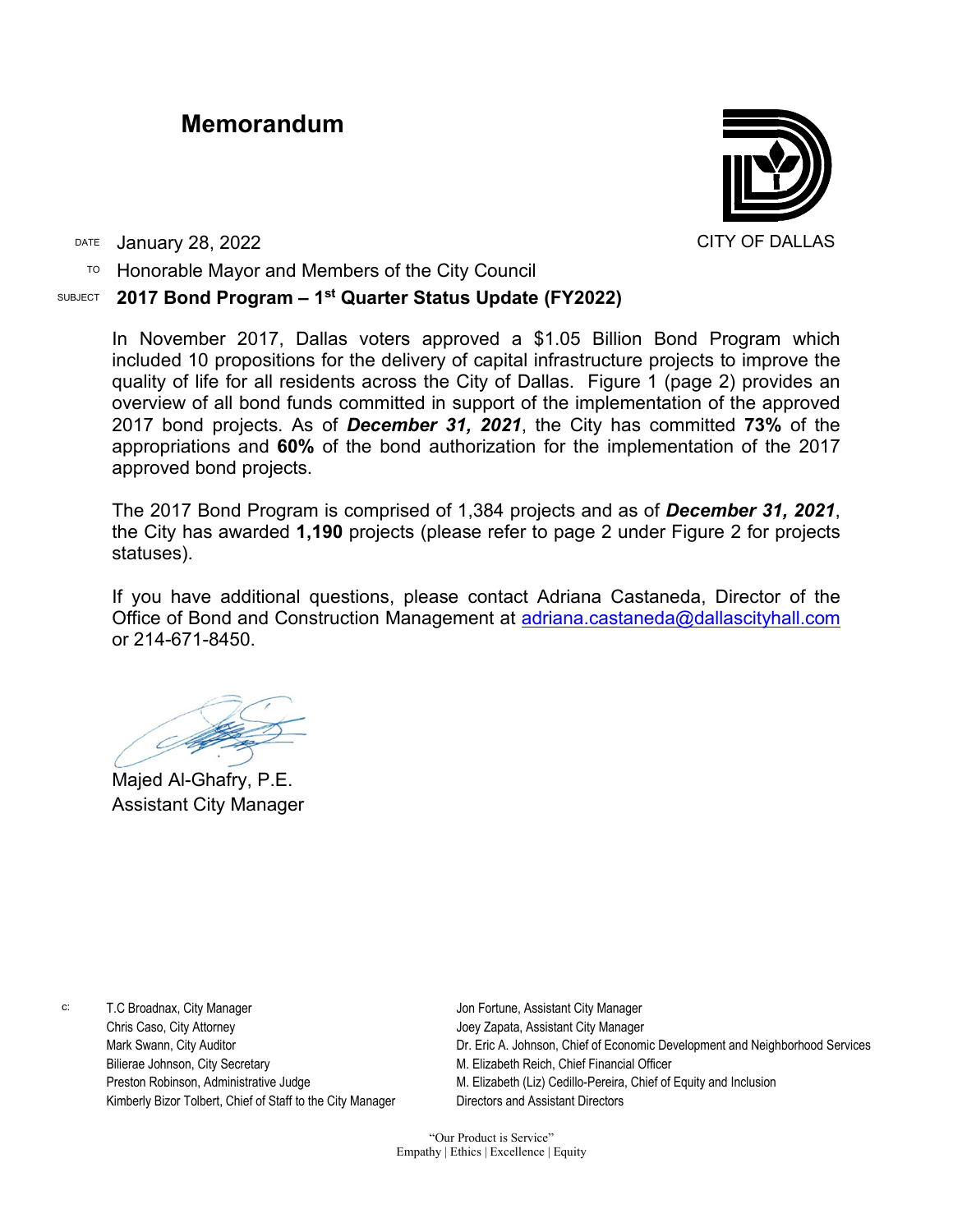# Memorandum

CITY OF DALLAS

DATE January 28, 2022

TO Honorable Mayor and Members of the City Council

SUBJECT **2017 Bond Program – 1st Quarter Status Update (FY2022)**

In November 2017, Dallas voters approved a $1.05 Billion Bond Program which included 10 propositions for the delivery of capital infrastructure projects to improve the quality of life for all residents across the City of Dallas. Figure 1 (page 2) provides an overview of all bond funds committed in support of the implementation of the approved 2017 bond projects. As of ***December 31, 2021***, the City has committed **73%** of the appropriations and **60%** of the bond authorization for the implementation of the 2017 approved bond projects.

The 2017 Bond Program is comprised of 1,384 projects and as of ***December 31, 2021***, the City has awarded **1,190** projects (please refer to page 2 under Figure 2 for projects statuses).

If you have additional questions, please contact Adriana Castaneda, Director of the Office of Bond and Construction Management at adriana.castaneda@dallascityhall.com or 214-671-8450.

Majed Al-Ghafry, P.E.
Assistant City Manager

c:
T.C Broadnax, City Manager
Chris Caso, City Attorney
Mark Swann, City Auditor
Bilierae Johnson, City Secretary
Preston Robinson, Administrative Judge
Kimberly Bizor Tolbert, Chief of Staff to the City Manager
Jon Fortune, Assistant City Manager
Joey Zapata, Assistant City Manager
Dr. Eric A. Johnson, Chief of Economic Development and Neighborhood Services
M. Elizabeth Reich, Chief Financial Officer
M. Elizabeth (Liz) Cedillo-Pereira, Chief of Equity and Inclusion
Directors and Assistant Directors

"Our Product is Service"
Empathy | Ethics | Excellence | Equity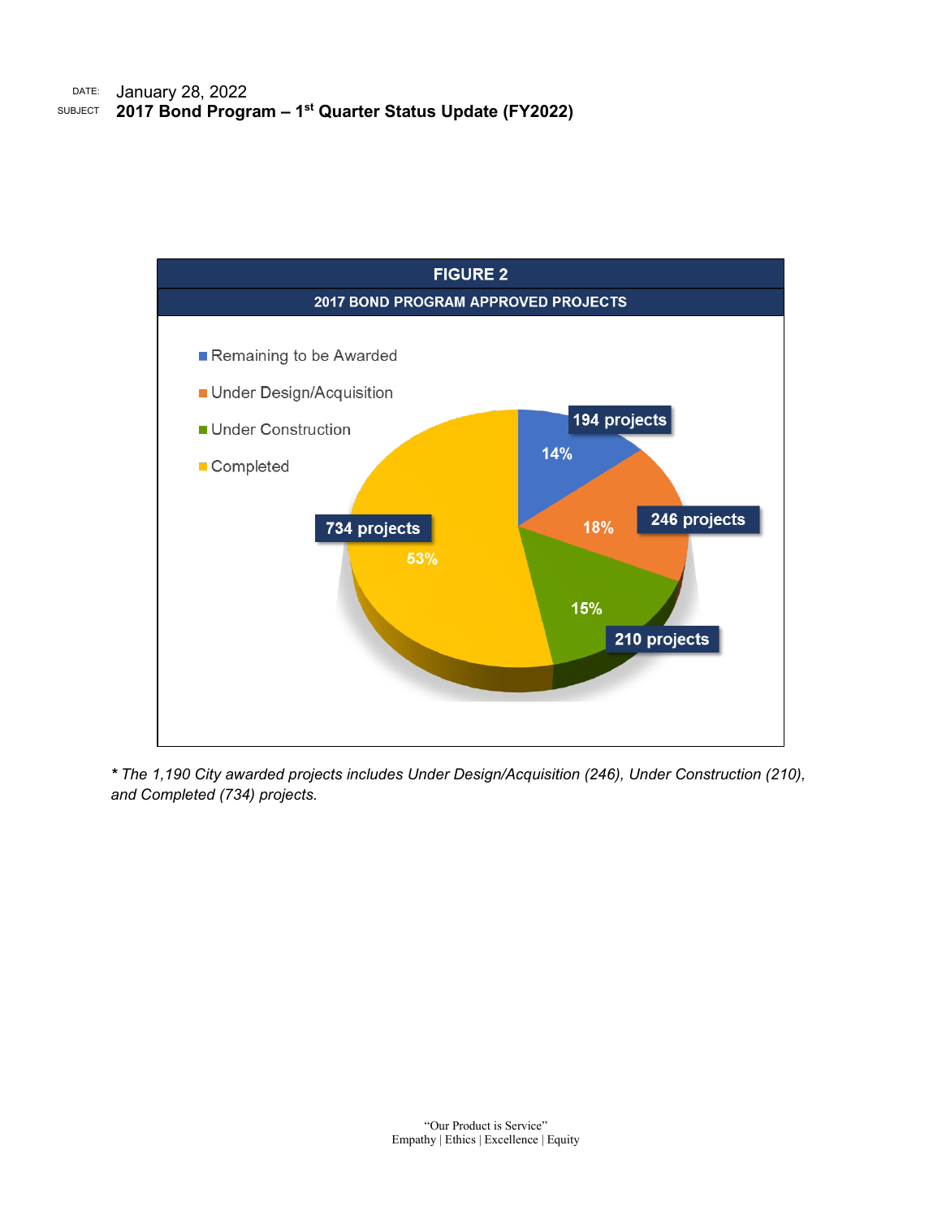DATE: January 28, 2022
SUBJECT **2017 Bond Program – 1st Quarter Status Update (FY2022)**

**FIGURE 2**

**2017 BOND PROGRAM APPROVED PROJECTS**

Remaining to be Awarded
Under Design/Acquisition
Under Construction
Completed

194 projects
14%
246 projects
18%
210 projects
15%
734 projects
53%

*\* The 1,190 City awarded projects includes Under Design/Acquisition (246), Under Construction (210), and Completed (734) projects.*

"Our Product is Service"
Empathy | Ethics | Excellence | Equity